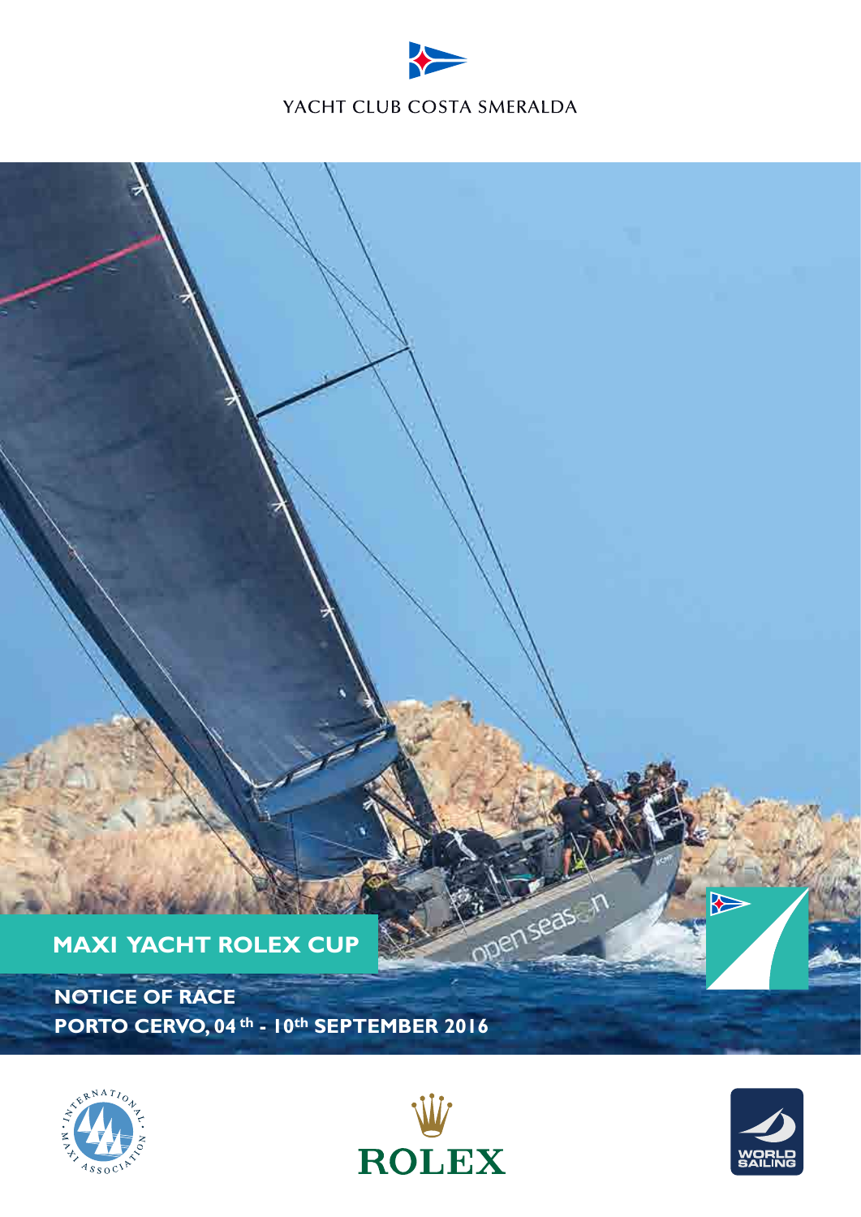YACHT CLUB COSTA SMERALDA

# MAXI YACHT ROLEX CUP

## NOTICE OF RACE

## PORTO CERVO, 04th - 10th SEPTEMBER 2016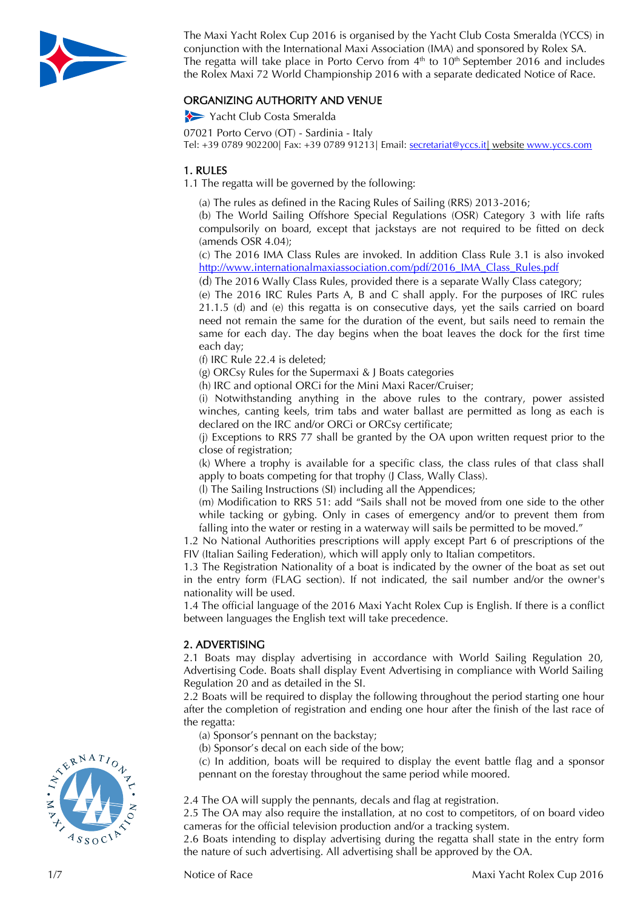The Maxi Yacht Rolex Cup 2016 is organised by the Yacht Club Costa Smeralda (YCCS) in conjunction with the International Maxi Association (IMA) and sponsored by Rolex SA. The regatta will take place in Porto Cervo from 4th to 10th September 2016 and includes the Rolex Maxi 72 World Championship 2016 with a separate dedicated Notice of Race.

## ORGANIZING AUTHORITY AND VENUE

Yacht Club Costa Smeralda

07021 Porto Cervo (OT) - Sardinia - Italy
Tel: +39 0789 902200| Fax: +39 0789 91213| Email: secretariat@yccs.it| website www.yccs.com

## 1. RULES

1.1 The regatta will be governed by the following:

(a) The rules as defined in the Racing Rules of Sailing (RRS) 2013-2016;
(b) The World Sailing Offshore Special Regulations (OSR) Category 3 with life rafts compulsorily on board, except that jackstays are not required to be fitted on deck (amends OSR 4.04);
(c) The 2016 IMA Class Rules are invoked. In addition Class Rule 3.1 is also invoked http://www.internationalmaxiassociation.com/pdf/2016_IMA_Class_Rules.pdf
(d) The 2016 Wally Class Rules, provided there is a separate Wally Class category;
(e) The 2016 IRC Rules Parts A, B and C shall apply. For the purposes of IRC rules 21.1.5 (d) and (e) this regatta is on consecutive days, yet the sails carried on board need not remain the same for the duration of the event, but sails need to remain the same for each day. The day begins when the boat leaves the dock for the first time each day;
(f) IRC Rule 22.4 is deleted;
(g) ORCsy Rules for the Supermaxi & J Boats categories
(h) IRC and optional ORCi for the Mini Maxi Racer/Cruiser;
(i) Notwithstanding anything in the above rules to the contrary, power assisted winches, canting keels, trim tabs and water ballast are permitted as long as each is declared on the IRC and/or ORCi or ORCsy certificate;
(j) Exceptions to RRS 77 shall be granted by the OA upon written request prior to the close of registration;
(k) Where a trophy is available for a specific class, the class rules of that class shall apply to boats competing for that trophy (J Class, Wally Class).
(l) The Sailing Instructions (SI) including all the Appendices;
(m) Modification to RRS 51: add "Sails shall not be moved from one side to the other while tacking or gybing. Only in cases of emergency and/or to prevent them from falling into the water or resting in a waterway will sails be permitted to be moved."

1.2 No National Authorities prescriptions will apply except Part 6 of prescriptions of the FIV (Italian Sailing Federation), which will apply only to Italian competitors.
1.3 The Registration Nationality of a boat is indicated by the owner of the boat as set out in the entry form (FLAG section). If not indicated, the sail number and/or the owner's nationality will be used.
1.4 The official language of the 2016 Maxi Yacht Rolex Cup is English. If there is a conflict between languages the English text will take precedence.

## 2. ADVERTISING

2.1 Boats may display advertising in accordance with World Sailing Regulation 20, Advertising Code. Boats shall display Event Advertising in compliance with World Sailing Regulation 20 and as detailed in the SI.
2.2 Boats will be required to display the following throughout the period starting one hour after the completion of registration and ending one hour after the finish of the last race of the regatta:

(a) Sponsor's pennant on the backstay;
(b) Sponsor's decal on each side of the bow;
(c) In addition, boats will be required to display the event battle flag and a sponsor pennant on the forestay throughout the same period while moored.

2.4 The OA will supply the pennants, decals and flag at registration.
2.5 The OA may also require the installation, at no cost to competitors, of on board video cameras for the official television production and/or a tracking system.
2.6 Boats intending to display advertising during the regatta shall state in the entry form the nature of such advertising. All advertising shall be approved by the OA.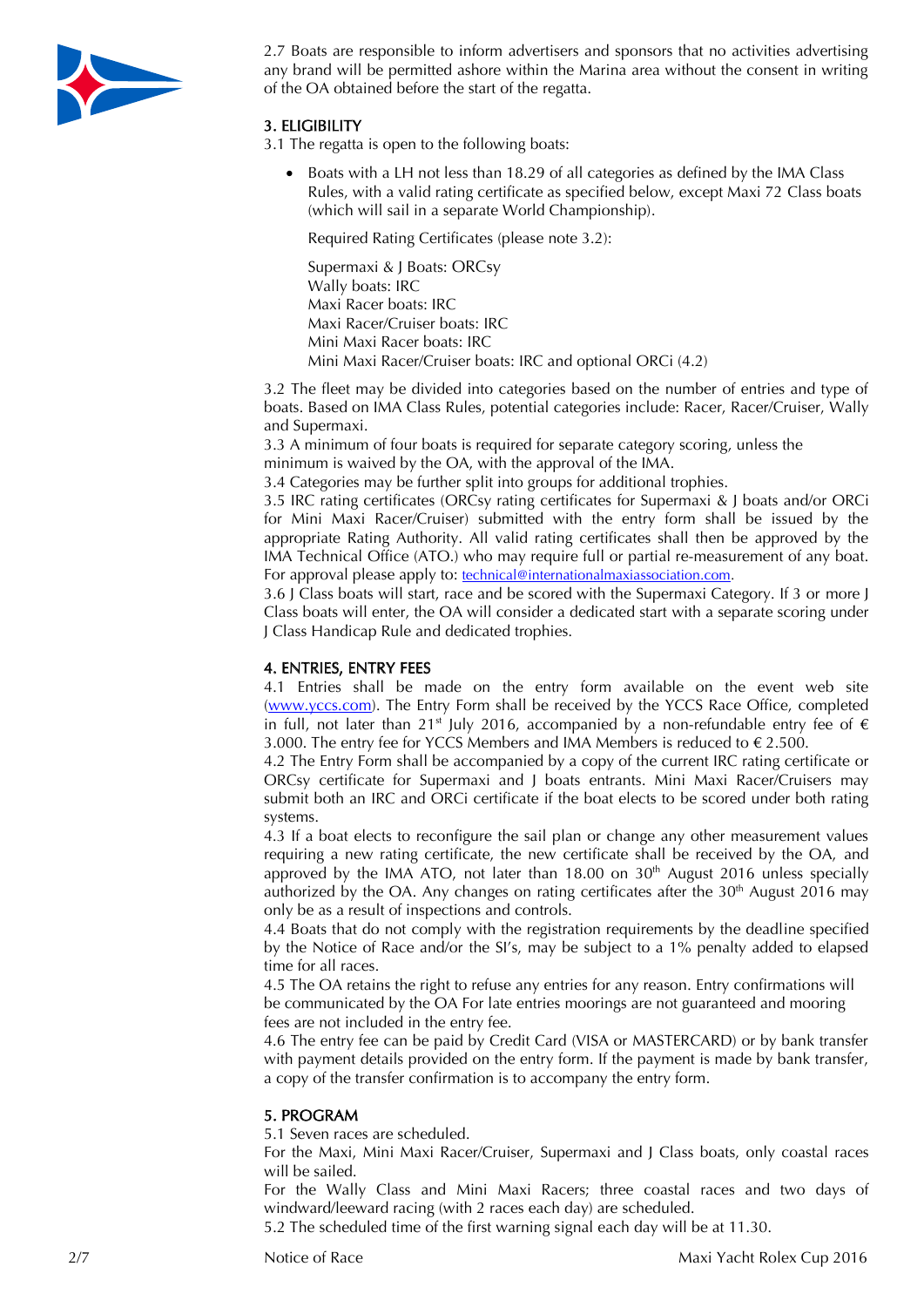2.7 Boats are responsible to inform advertisers and sponsors that no activities advertising any brand will be permitted ashore within the Marina area without the consent in writing of the OA obtained before the start of the regatta.

### 3. ELIGIBILITY

3.1 The regatta is open to the following boats:

- Boats with a LH not less than 18.29 of all categories as defined by the IMA Class Rules, with a valid rating certificate as specified below, except Maxi 72 Class boats (which will sail in a separate World Championship).

  Required Rating Certificates (please note 3.2):

  Supermaxi & J Boats: ORCsy
  Wally boats: IRC
  Maxi Racer boats: IRC
  Maxi Racer/Cruiser boats: IRC
  Mini Maxi Racer boats: IRC
  Mini Maxi Racer/Cruiser boats: IRC and optional ORCi (4.2)

3.2 The fleet may be divided into categories based on the number of entries and type of boats. Based on IMA Class Rules, potential categories include: Racer, Racer/Cruiser, Wally and Supermaxi.

3.3 A minimum of four boats is required for separate category scoring, unless the minimum is waived by the OA, with the approval of the IMA.

3.4 Categories may be further split into groups for additional trophies.

3.5 IRC rating certificates (ORCsy rating certificates for Supermaxi & J boats and/or ORCi for Mini Maxi Racer/Cruiser) submitted with the entry form shall be issued by the appropriate Rating Authority. All valid rating certificates shall then be approved by the IMA Technical Office (ATO.) who may require full or partial re-measurement of any boat. For approval please apply to: technical@internationalmaxiassociation.com.

3.6 J Class boats will start, race and be scored with the Supermaxi Category. If 3 or more J Class boats will enter, the OA will consider a dedicated start with a separate scoring under J Class Handicap Rule and dedicated trophies.

### 4. ENTRIES, ENTRY FEES

4.1 Entries shall be made on the entry form available on the event web site (www.yccs.com). The Entry Form shall be received by the YCCS Race Office, completed in full, not later than 21st July 2016, accompanied by a non-refundable entry fee of € 3.000. The entry fee for YCCS Members and IMA Members is reduced to € 2.500.

4.2 The Entry Form shall be accompanied by a copy of the current IRC rating certificate or ORCsy certificate for Supermaxi and J boats entrants. Mini Maxi Racer/Cruisers may submit both an IRC and ORCi certificate if the boat elects to be scored under both rating systems.

4.3 If a boat elects to reconfigure the sail plan or change any other measurement values requiring a new rating certificate, the new certificate shall be received by the OA, and approved by the IMA ATO, not later than 18.00 on 30th August 2016 unless specially authorized by the OA. Any changes on rating certificates after the 30th August 2016 may only be as a result of inspections and controls.

4.4 Boats that do not comply with the registration requirements by the deadline specified by the Notice of Race and/or the SI's, may be subject to a 1% penalty added to elapsed time for all races.

4.5 The OA retains the right to refuse any entries for any reason. Entry confirmations will be communicated by the OA For late entries moorings are not guaranteed and mooring fees are not included in the entry fee.

4.6 The entry fee can be paid by Credit Card (VISA or MASTERCARD) or by bank transfer with payment details provided on the entry form. If the payment is made by bank transfer, a copy of the transfer confirmation is to accompany the entry form.

### 5. PROGRAM

5.1 Seven races are scheduled.

For the Maxi, Mini Maxi Racer/Cruiser, Supermaxi and J Class boats, only coastal races will be sailed.

For the Wally Class and Mini Maxi Racers; three coastal races and two days of windward/leeward racing (with 2 races each day) are scheduled.

5.2 The scheduled time of the first warning signal each day will be at 11.30.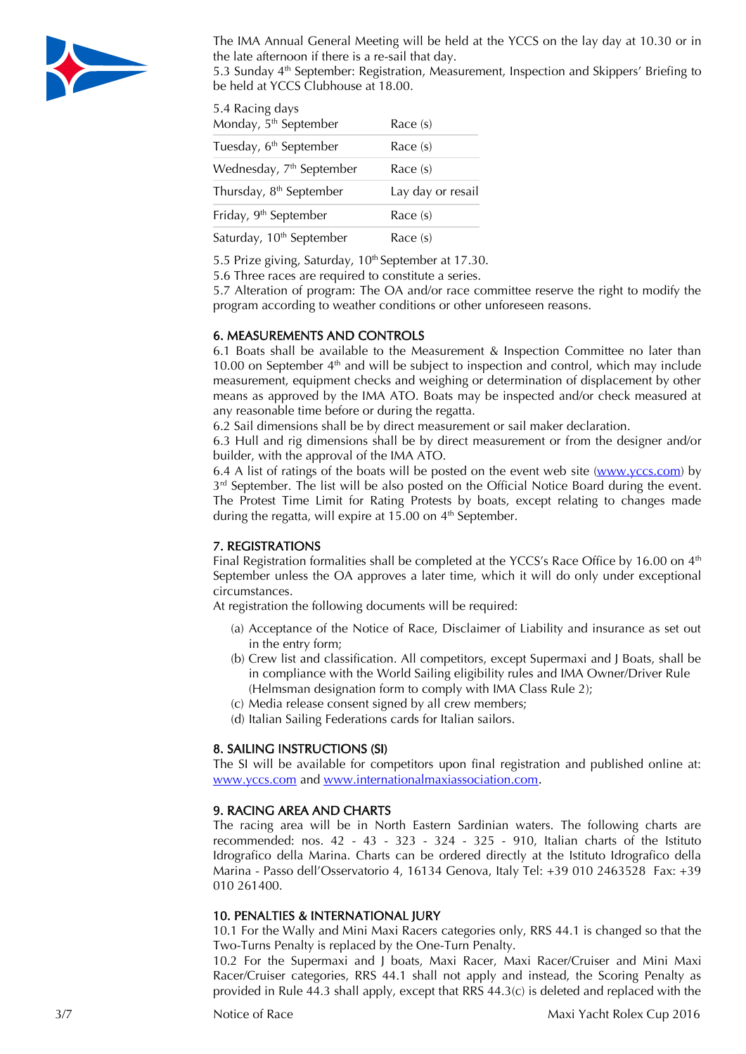The IMA Annual General Meeting will be held at the YCCS on the lay day at 10.30 or in the late afternoon if there is a re-sail that day.
5.3 Sunday 4th September: Registration, Measurement, Inspection and Skippers' Briefing to be held at YCCS Clubhouse at 18.00.

5.4 Racing days

| | |
|---|---|
| Monday, 5th September | Race (s) |
| Tuesday, 6th September | Race (s) |
| Wednesday, 7th September | Race (s) |
| Thursday, 8th September | Lay day or resail |
| Friday, 9th September | Race (s) |
| Saturday, 10th September | Race (s) |

5.5 Prize giving, Saturday, 10th September at 17.30.
5.6 Three races are required to constitute a series.
5.7 Alteration of program: The OA and/or race committee reserve the right to modify the program according to weather conditions or other unforeseen reasons.

## 6. MEASUREMENTS AND CONTROLS

6.1 Boats shall be available to the Measurement & Inspection Committee no later than 10.00 on September 4th and will be subject to inspection and control, which may include measurement, equipment checks and weighing or determination of displacement by other means as approved by the IMA ATO. Boats may be inspected and/or check measured at any reasonable time before or during the regatta.
6.2 Sail dimensions shall be by direct measurement or sail maker declaration.
6.3 Hull and rig dimensions shall be by direct measurement or from the designer and/or builder, with the approval of the IMA ATO.
6.4 A list of ratings of the boats will be posted on the event web site (www.yccs.com) by 3rd September. The list will be also posted on the Official Notice Board during the event. The Protest Time Limit for Rating Protests by boats, except relating to changes made during the regatta, will expire at 15.00 on 4th September.

## 7. REGISTRATIONS

Final Registration formalities shall be completed at the YCCS's Race Office by 16.00 on 4th September unless the OA approves a later time, which it will do only under exceptional circumstances.
At registration the following documents will be required:

(a) Acceptance of the Notice of Race, Disclaimer of Liability and insurance as set out in the entry form;
(b) Crew list and classification. All competitors, except Supermaxi and J Boats, shall be in compliance with the World Sailing eligibility rules and IMA Owner/Driver Rule (Helmsman designation form to comply with IMA Class Rule 2);
(c) Media release consent signed by all crew members;
(d) Italian Sailing Federations cards for Italian sailors.

## 8. SAILING INSTRUCTIONS (SI)

The SI will be available for competitors upon final registration and published online at: www.yccs.com and www.internationalmaxiassociation.com.

## 9. RACING AREA AND CHARTS

The racing area will be in North Eastern Sardinian waters. The following charts are recommended: nos. 42 - 43 - 323 - 324 - 325 - 910, Italian charts of the Istituto Idrografico della Marina. Charts can be ordered directly at the Istituto Idrografico della Marina - Passo dell'Osservatorio 4, 16134 Genova, Italy Tel: +39 010 2463528 Fax: +39 010 261400.

## 10. PENALTIES & INTERNATIONAL JURY

10.1 For the Wally and Mini Maxi Racers categories only, RRS 44.1 is changed so that the Two-Turns Penalty is replaced by the One-Turn Penalty.
10.2 For the Supermaxi and J boats, Maxi Racer, Maxi Racer/Cruiser and Mini Maxi Racer/Cruiser categories, RRS 44.1 shall not apply and instead, the Scoring Penalty as provided in Rule 44.3 shall apply, except that RRS 44.3(c) is deleted and replaced with the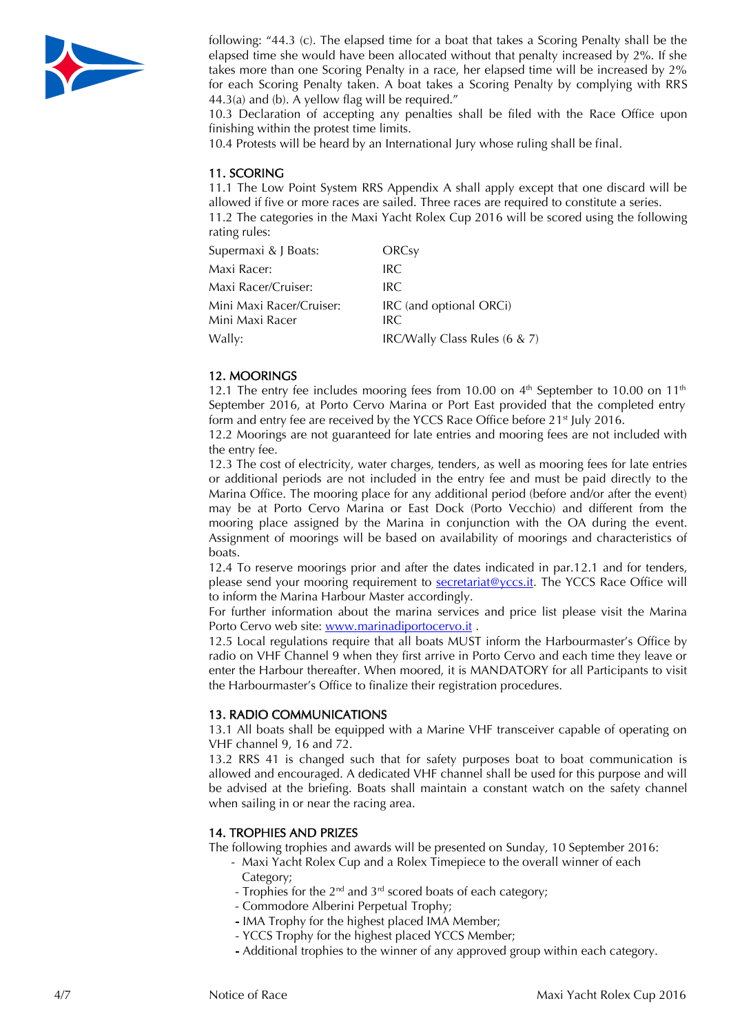following: "44.3 (c). The elapsed time for a boat that takes a Scoring Penalty shall be the elapsed time she would have been allocated without that penalty increased by 2%. If she takes more than one Scoring Penalty in a race, her elapsed time will be increased by 2% for each Scoring Penalty taken. A boat takes a Scoring Penalty by complying with RRS 44.3(a) and (b). A yellow flag will be required."

10.3 Declaration of accepting any penalties shall be filed with the Race Office upon finishing within the protest time limits.

10.4 Protests will be heard by an International Jury whose ruling shall be final.

## 11. SCORING

11.1 The Low Point System RRS Appendix A shall apply except that one discard will be allowed if five or more races are sailed. Three races are required to constitute a series.

11.2 The categories in the Maxi Yacht Rolex Cup 2016 will be scored using the following rating rules:

| | |
|---|---|
| Supermaxi & J Boats: | ORCsy |
| Maxi Racer: | IRC |
| Maxi Racer/Cruiser: | IRC |
| Mini Maxi Racer/Cruiser: | IRC (and optional ORCi) |
| Mini Maxi Racer | IRC |
| Wally: | IRC/Wally Class Rules (6 & 7) |

## 12. MOORINGS

12.1 The entry fee includes mooring fees from 10.00 on 4th September to 10.00 on 11th September 2016, at Porto Cervo Marina or Port East provided that the completed entry form and entry fee are received by the YCCS Race Office before 21st July 2016.

12.2 Moorings are not guaranteed for late entries and mooring fees are not included with the entry fee.

12.3 The cost of electricity, water charges, tenders, as well as mooring fees for late entries or additional periods are not included in the entry fee and must be paid directly to the Marina Office. The mooring place for any additional period (before and/or after the event) may be at Porto Cervo Marina or East Dock (Porto Vecchio) and different from the mooring place assigned by the Marina in conjunction with the OA during the event. Assignment of moorings will be based on availability of moorings and characteristics of boats.

12.4 To reserve moorings prior and after the dates indicated in par.12.1 and for tenders, please send your mooring requirement to secretariat@yccs.it. The YCCS Race Office will to inform the Marina Harbour Master accordingly.

For further information about the marina services and price list please visit the Marina Porto Cervo web site: www.marinadiportocervo.it .

12.5 Local regulations require that all boats MUST inform the Harbourmaster's Office by radio on VHF Channel 9 when they first arrive in Porto Cervo and each time they leave or enter the Harbour thereafter. When moored, it is MANDATORY for all Participants to visit the Harbourmaster's Office to finalize their registration procedures.

## 13. RADIO COMMUNICATIONS

13.1 All boats shall be equipped with a Marine VHF transceiver capable of operating on VHF channel 9, 16 and 72.

13.2 RRS 41 is changed such that for safety purposes boat to boat communication is allowed and encouraged. A dedicated VHF channel shall be used for this purpose and will be advised at the briefing. Boats shall maintain a constant watch on the safety channel when sailing in or near the racing area.

## 14. TROPHIES AND PRIZES

The following trophies and awards will be presented on Sunday, 10 September 2016:

- Maxi Yacht Rolex Cup and a Rolex Timepiece to the overall winner of each Category;
- Trophies for the 2nd and 3rd scored boats of each category;
- Commodore Alberini Perpetual Trophy;
- IMA Trophy for the highest placed IMA Member;
- YCCS Trophy for the highest placed YCCS Member;
- Additional trophies to the winner of any approved group within each category.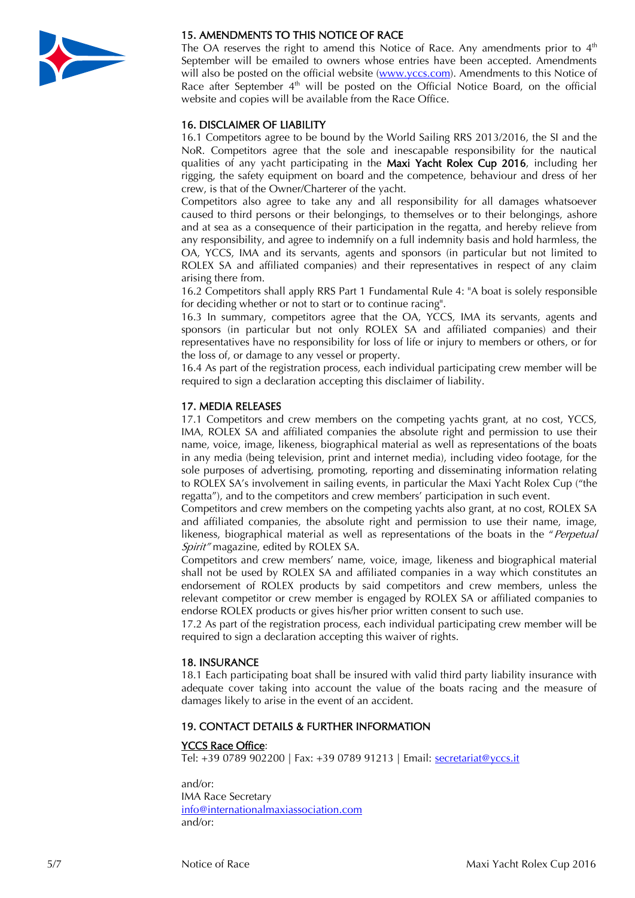## 15. AMENDMENTS TO THIS NOTICE OF RACE

The OA reserves the right to amend this Notice of Race. Any amendments prior to 4th September will be emailed to owners whose entries have been accepted. Amendments will also be posted on the official website (www.yccs.com). Amendments to this Notice of Race after September 4th will be posted on the Official Notice Board, on the official website and copies will be available from the Race Office.

## 16. DISCLAIMER OF LIABILITY

16.1 Competitors agree to be bound by the World Sailing RRS 2013/2016, the SI and the NoR. Competitors agree that the sole and inescapable responsibility for the nautical qualities of any yacht participating in the **Maxi Yacht Rolex Cup 2016**, including her rigging, the safety equipment on board and the competence, behaviour and dress of her crew, is that of the Owner/Charterer of the yacht.

Competitors also agree to take any and all responsibility for all damages whatsoever caused to third persons or their belongings, to themselves or to their belongings, ashore and at sea as a consequence of their participation in the regatta, and hereby relieve from any responsibility, and agree to indemnify on a full indemnity basis and hold harmless, the OA, YCCS, IMA and its servants, agents and sponsors (in particular but not limited to ROLEX SA and affiliated companies) and their representatives in respect of any claim arising there from.

16.2 Competitors shall apply RRS Part 1 Fundamental Rule 4: "A boat is solely responsible for deciding whether or not to start or to continue racing".

16.3 In summary, competitors agree that the OA, YCCS, IMA its servants, agents and sponsors (in particular but not only ROLEX SA and affiliated companies) and their representatives have no responsibility for loss of life or injury to members or others, or for the loss of, or damage to any vessel or property.

16.4 As part of the registration process, each individual participating crew member will be required to sign a declaration accepting this disclaimer of liability.

## 17. MEDIA RELEASES

17.1 Competitors and crew members on the competing yachts grant, at no cost, YCCS, IMA, ROLEX SA and affiliated companies the absolute right and permission to use their name, voice, image, likeness, biographical material as well as representations of the boats in any media (being television, print and internet media), including video footage, for the sole purposes of advertising, promoting, reporting and disseminating information relating to ROLEX SA's involvement in sailing events, in particular the Maxi Yacht Rolex Cup ("the regatta"), and to the competitors and crew members' participation in such event.

Competitors and crew members on the competing yachts also grant, at no cost, ROLEX SA and affiliated companies, the absolute right and permission to use their name, image, likeness, biographical material as well as representations of the boats in the "*Perpetual Spirit"* magazine, edited by ROLEX SA.

Competitors and crew members' name, voice, image, likeness and biographical material shall not be used by ROLEX SA and affiliated companies in a way which constitutes an endorsement of ROLEX products by said competitors and crew members, unless the relevant competitor or crew member is engaged by ROLEX SA or affiliated companies to endorse ROLEX products or gives his/her prior written consent to such use.

17.2 As part of the registration process, each individual participating crew member will be required to sign a declaration accepting this waiver of rights.

## 18. INSURANCE

18.1 Each participating boat shall be insured with valid third party liability insurance with adequate cover taking into account the value of the boats racing and the measure of damages likely to arise in the event of an accident.

## 19. CONTACT DETAILS & FURTHER INFORMATION

YCCS Race Office:
Tel: +39 0789 902200 | Fax: +39 0789 91213 | Email: secretariat@yccs.it

and/or:
IMA Race Secretary
info@internationalmaxiassociation.com
and/or: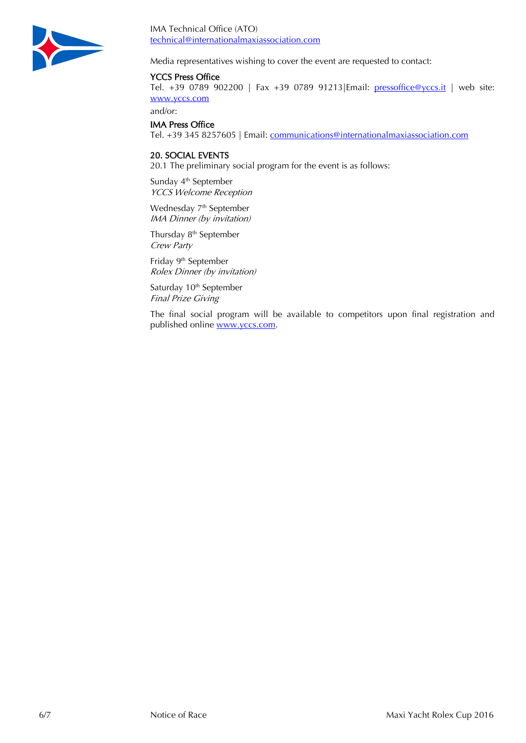IMA Technical Office (ATO)
technical@internationalmaxiassociation.com

Media representatives wishing to cover the event are requested to contact:

**YCCS Press Office**
Tel. +39 0789 902200 | Fax +39 0789 91213|Email: pressoffice@yccs.it | web site: www.yccs.com

and/or:

**IMA Press Office**
Tel. +39 345 8257605 | Email: communications@internationalmaxiassociation.com

## 20. SOCIAL EVENTS

20.1 The preliminary social program for the event is as follows:

Sunday 4th September
*YCCS Welcome Reception*

Wednesday 7th September
*IMA Dinner (by invitation)*

Thursday 8th September
*Crew Party*

Friday 9th September
*Rolex Dinner (by invitation)*

Saturday 10th September
*Final Prize Giving*

The final social program will be available to competitors upon final registration and published online www.yccs.com.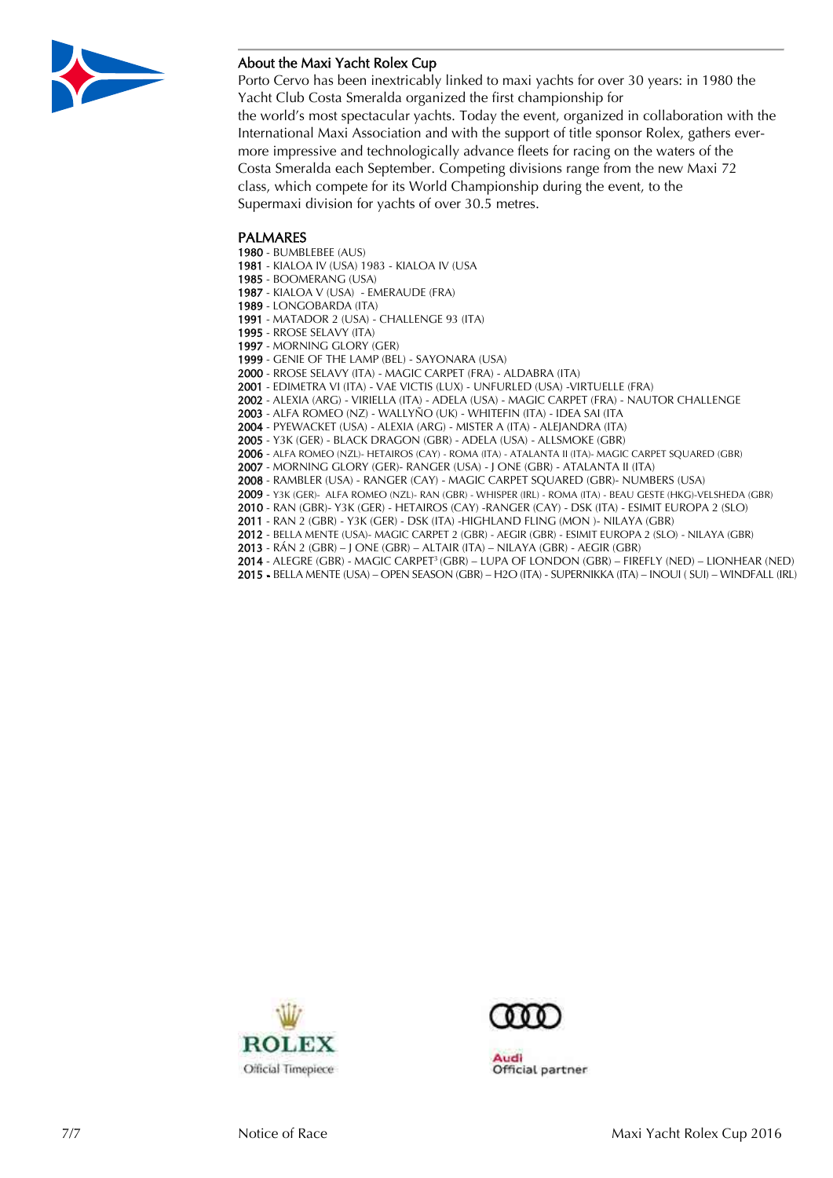## About the Maxi Yacht Rolex Cup

Porto Cervo has been inextricably linked to maxi yachts for over 30 years: in 1980 the Yacht Club Costa Smeralda organized the first championship for the world's most spectacular yachts. Today the event, organized in collaboration with the International Maxi Association and with the support of title sponsor Rolex, gathers ever-more impressive and technologically advance fleets for racing on the waters of the Costa Smeralda each September. Competing divisions range from the new Maxi 72 class, which compete for its World Championship during the event, to the Supermaxi division for yachts of over 30.5 metres.

## PALMARES

**1980** - BUMBLEBEE (AUS)
**1981** - KIALOA IV (USA) 1983 - KIALOA IV (USA
**1985** - BOOMERANG (USA)
**1987** - KIALOA V (USA) - EMERAUDE (FRA)
**1989** - LONGOBARDA (ITA)
**1991** - MATADOR 2 (USA) - CHALLENGE 93 (ITA)
**1995** - RROSE SELAVY (ITA)
**1997** - MORNING GLORY (GER)
**1999** - GENIE OF THE LAMP (BEL) - SAYONARA (USA)
**2000** - RROSE SELAVY (ITA) - MAGIC CARPET (FRA) - ALDABRA (ITA)
**2001** - EDIMETRA VI (ITA) - VAE VICTIS (LUX) - UNFURLED (USA) -VIRTUELLE (FRA)
**2002** - ALEXIA (ARG) - VIRIELLA (ITA) - ADELA (USA) - MAGIC CARPET (FRA) - NAUTOR CHALLENGE
**2003** - ALFA ROMEO (NZ) - WALLYÑO (UK) - WHITEFIN (ITA) - IDEA SAI (ITA
**2004** - PYEWACKET (USA) - ALEXIA (ARG) - MISTER A (ITA) - ALEJANDRA (ITA)
**2005** - Y3K (GER) - BLACK DRAGON (GBR) - ADELA (USA) - ALLSMOKE (GBR)
**2006** - ALFA ROMEO (NZL)- HETAIROS (CAY) - ROMA (ITA) - ATALANTA II (ITA)- MAGIC CARPET SQUARED (GBR)
**2007** - MORNING GLORY (GER)- RANGER (USA) - J ONE (GBR) - ATALANTA II (ITA)
**2008** - RAMBLER (USA) - RANGER (CAY) - MAGIC CARPET SQUARED (GBR)- NUMBERS (USA)
**2009** - Y3K (GER)- ALFA ROMEO (NZL)- RAN (GBR) - WHISPER (IRL) - ROMA (ITA) - BEAU GESTE (HKG)-VELSHEDA (GBR)
**2010** - RAN (GBR)- Y3K (GER) - HETAIROS (CAY) -RANGER (CAY) - DSK (ITA) - ESIMIT EUROPA 2 (SLO)
**2011** - RAN 2 (GBR) - Y3K (GER) - DSK (ITA) -HIGHLAND FLING (MON )- NILAYA (GBR)
**2012** - BELLA MENTE (USA)- MAGIC CARPET 2 (GBR) - AEGIR (GBR) - ESIMIT EUROPA 2 (SLO) - NILAYA (GBR)
**2013** - RÁN 2 (GBR) – J ONE (GBR) – ALTAIR (ITA) – NILAYA (GBR) - AEGIR (GBR)
**2014** - ALEGRE (GBR) - MAGIC CARPET³ (GBR) – LUPA OF LONDON (GBR) – FIREFLY (NED) – LIONHEAR (NED)
**2015** - BELLA MENTE (USA) – OPEN SEASON (GBR) – H2O (ITA) - SUPERNIKKA (ITA) – INOUI ( SUI) – WINDFALL (IRL)

ROLEX
Official Timepiece

Audi
Official partner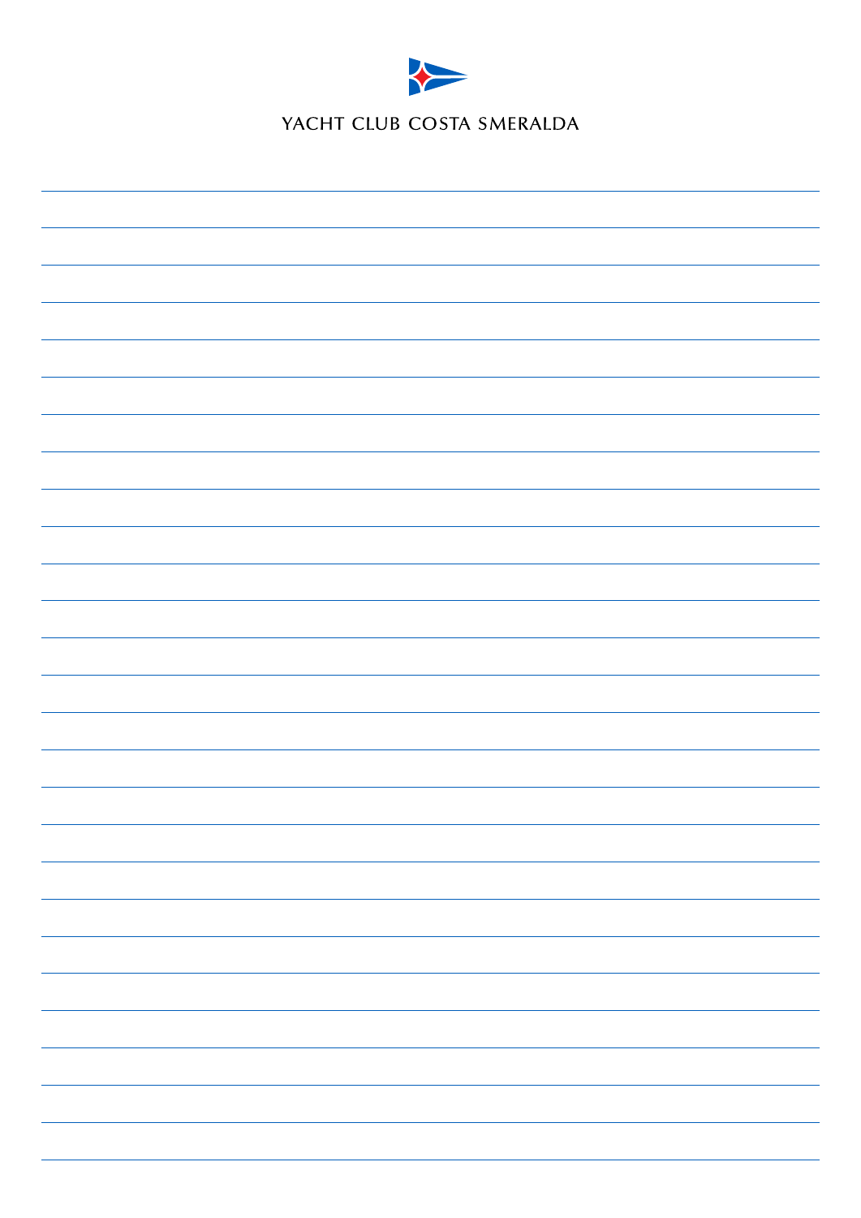YACHT CLUB COSTA SMERALDA